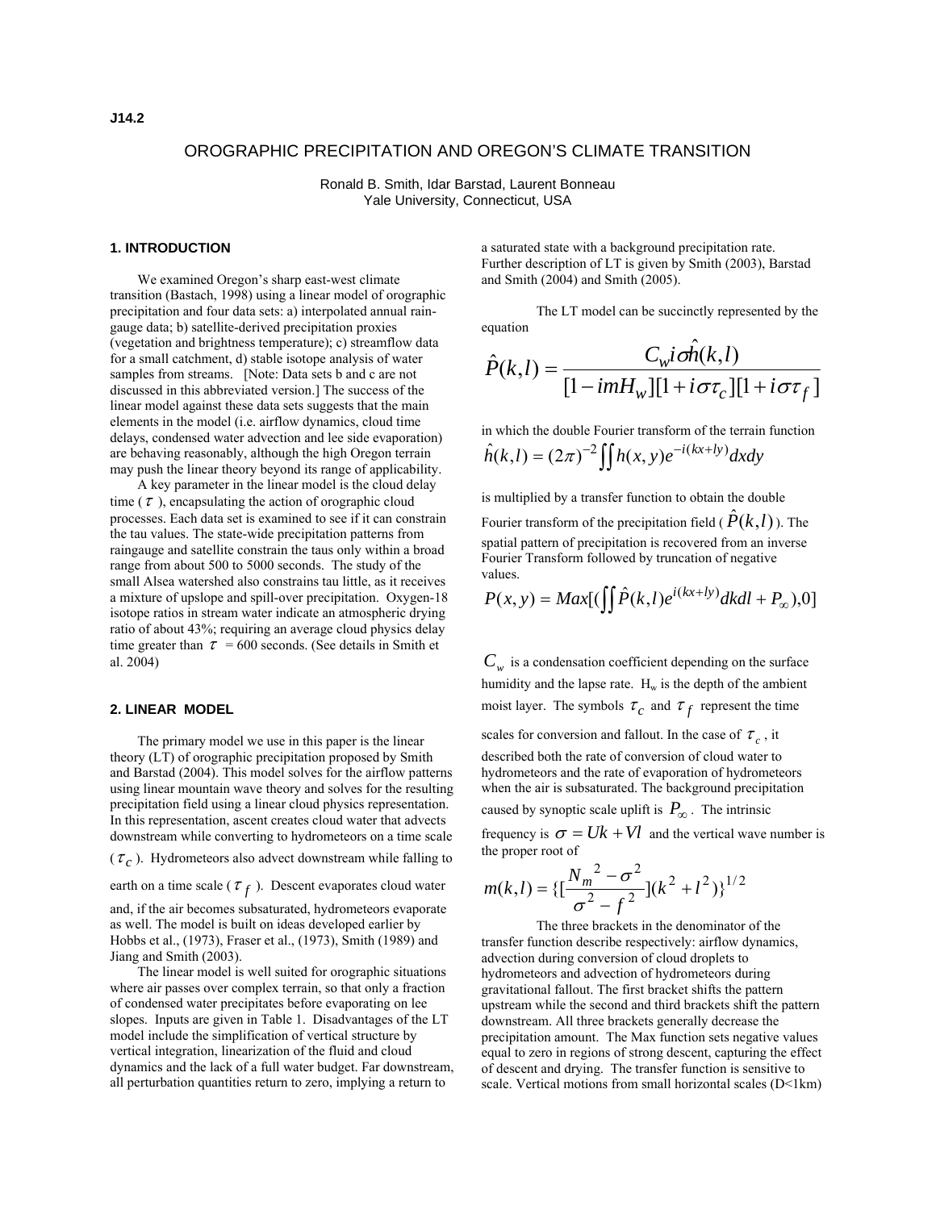J14.2

# OROGRAPHIC PRECIPITATION AND OREGON'S CLIMATE TRANSITION

Ronald B. Smith, Idar Barstad, Laurent Bonneau
Yale University, Connecticut, USA

## 1. INTRODUCTION

We examined Oregon's sharp east-west climate transition (Bastach, 1998) using a linear model of orographic precipitation and four data sets: a) interpolated annual rain-gauge data; b) satellite-derived precipitation proxies (vegetation and brightness temperature); c) streamflow data for a small catchment, d) stable isotope analysis of water samples from streams. [Note: Data sets b and c are not discussed in this abbreviated version.] The success of the linear model against these data sets suggests that the main elements in the model (i.e. airflow dynamics, cloud time delays, condensed water advection and lee side evaporation) are behaving reasonably, although the high Oregon terrain may push the linear theory beyond its range of applicability.

A key parameter in the linear model is the cloud delay time ( $\tau$ ), encapsulating the action of orographic cloud processes. Each data set is examined to see if it can constrain the tau values. The state-wide precipitation patterns from raingauge and satellite constrain the taus only within a broad range from about 500 to 5000 seconds. The study of the small Alsea watershed also constrains tau little, as it receives a mixture of upslope and spill-over precipitation. Oxygen-18 isotope ratios in stream water indicate an atmospheric drying ratio of about 43%; requiring an average cloud physics delay time greater than $\tau$ = 600 seconds. (See details in Smith et al. 2004)

## 2. LINEAR MODEL

The primary model we use in this paper is the linear theory (LT) of orographic precipitation proposed by Smith and Barstad (2004). This model solves for the airflow patterns using linear mountain wave theory and solves for the resulting precipitation field using a linear cloud physics representation. In this representation, ascent creates cloud water that advects downstream while converting to hydrometeors on a time scale ( $\tau_c$ ). Hydrometeors also advect downstream while falling to earth on a time scale ( $\tau_f$ ). Descent evaporates cloud water and, if the air becomes subsaturated, hydrometeors evaporate as well. The model is built on ideas developed earlier by Hobbs et al., (1973), Fraser et al., (1973), Smith (1989) and Jiang and Smith (2003).

The linear model is well suited for orographic situations where air passes over complex terrain, so that only a fraction of condensed water precipitates before evaporating on lee slopes. Inputs are given in Table 1. Disadvantages of the LT model include the simplification of vertical structure by vertical integration, linearization of the fluid and cloud dynamics and the lack of a full water budget. Far downstream, all perturbation quantities return to zero, implying a return to a saturated state with a background precipitation rate. Further description of LT is given by Smith (2003), Barstad and Smith (2004) and Smith (2005).

The LT model can be succinctly represented by the equation

$$\hat{P}(k,l) = \frac{C_w i\sigma \hat{h}(k,l)}{[1 - imH_w][1 + i\sigma\tau_c][1 + i\sigma\tau_f]}$$

in which the double Fourier transform of the terrain function

$$\hat{h}(k,l) = (2\pi)^{-2} \iint h(x,y) e^{-i(kx+ly)} dxdy$$

is multiplied by a transfer function to obtain the double Fourier transform of the precipitation field ( $\hat{P}(k,l)$ ). The spatial pattern of precipitation is recovered from an inverse Fourier Transform followed by truncation of negative values.

$$P(x,y) = Max[(\iint \hat{P}(k,l) e^{i(kx+ly)} dkdl + P_\infty), 0]$$

$C_w$ is a condensation coefficient depending on the surface humidity and the lapse rate. $H_w$ is the depth of the ambient moist layer. The symbols $\tau_c$ and $\tau_f$ represent the time scales for conversion and fallout. In the case of $\tau_c$, it described both the rate of conversion of cloud water to hydrometeors and the rate of evaporation of hydrometeors when the air is subsaturated. The background precipitation caused by synoptic scale uplift is $P_\infty$. The intrinsic frequency is $\sigma = Uk + Vl$ and the vertical wave number is the proper root of

$$m(k,l) = \{[\frac{N_m{}^2 - \sigma^2}{\sigma^2 - f^2}](k^2 + l^2)\}^{1/2}$$

The three brackets in the denominator of the transfer function describe respectively: airflow dynamics, advection during conversion of cloud droplets to hydrometeors and advection of hydrometeors during gravitational fallout. The first bracket shifts the pattern upstream while the second and third brackets shift the pattern downstream. All three brackets generally decrease the precipitation amount. The Max function sets negative values equal to zero in regions of strong descent, capturing the effect of descent and drying. The transfer function is sensitive to scale. Vertical motions from small horizontal scales (D<1km)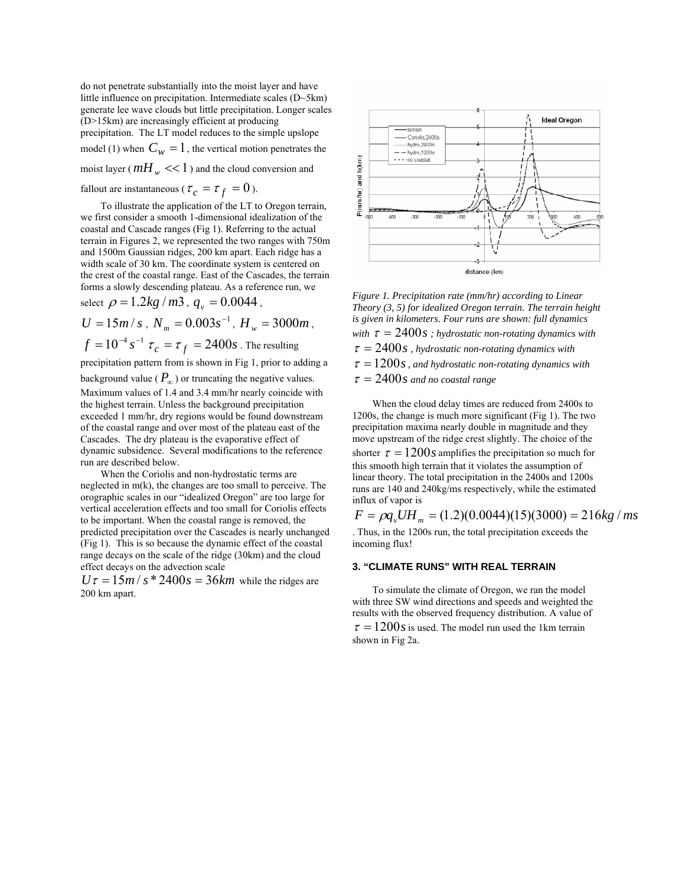do not penetrate substantially into the moist layer and have little influence on precipitation. Intermediate scales (D~5km) generate lee wave clouds but little precipitation. Longer scales (D>15km) are increasingly efficient at producing precipitation. The LT model reduces to the simple upslope model (1) when $C_w = 1$, the vertical motion penetrates the moist layer ( $mH_w << 1$ ) and the cloud conversion and fallout are instantaneous ( $\tau_c = \tau_f = 0$ ).

To illustrate the application of the LT to Oregon terrain, we first consider a smooth 1-dimensional idealization of the coastal and Cascade ranges (Fig 1). Referring to the actual terrain in Figures 2, we represented the two ranges with 750m and 1500m Gaussian ridges, 200 km apart. Each ridge has a width scale of 30 km. The coordinate system is centered on the crest of the coastal range. East of the Cascades, the terrain forms a slowly descending plateau. As a reference run, we select $\rho = 1.2kg/m3$, $q_v = 0.0044$, $U = 15m/s$, $N_m = 0.003s^{-1}$, $H_w = 3000m$, $f = 10^{-4}s^{-1}$ $\tau_c = \tau_f = 2400s$. The resulting precipitation pattern from is shown in Fig 1, prior to adding a background value ( $P_\infty$ ) or truncating the negative values. Maximum values of 1.4 and 3.4 mm/hr nearly coincide with the highest terrain. Unless the background precipitation exceeded 1 mm/hr, dry regions would be found downstream of the coastal range and over most of the plateau east of the Cascades. The dry plateau is the evaporative effect of dynamic subsidence. Several modifications to the reference run are described below.

When the Coriolis and non-hydrostatic terms are neglected in m(k), the changes are too small to perceive. The orographic scales in our "idealized Oregon" are too large for vertical acceleration effects and too small for Coriolis effects to be important. When the coastal range is removed, the predicted precipitation over the Cascades is nearly unchanged (Fig 1). This is so because the dynamic effect of the coastal range decays on the scale of the ridge (30km) and the cloud effect decays on the advection scale $U\tau = 15m/s * 2400s = 36km$ while the ridges are 200 km apart.

Ideal Oregon

terrain
Coriolis,2400s
hydro,2400s
hydro,1200s
no coastal

P(mm/hr) and h(km)

distance (km)

*Figure 1. Precipitation rate (mm/hr) according to Linear Theory (3, 5) for idealized Oregon terrain. The terrain height is given in kilometers. Four runs are shown: full dynamics with $\tau = 2400s$ ; hydrostatic non-rotating dynamics with $\tau = 2400s$ , hydrostatic non-rotating dynamics with $\tau = 1200s$ , and hydrostatic non-rotating dynamics with $\tau = 2400s$ and no coastal range*

When the cloud delay times are reduced from 2400s to 1200s, the change is much more significant (Fig 1). The two precipitation maxima nearly double in magnitude and they move upstream of the ridge crest slightly. The choice of the shorter $\tau = 1200s$ amplifies the precipitation so much for this smooth high terrain that it violates the assumption of linear theory. The total precipitation in the 2400s and 1200s runs are 140 and 240kg/ms respectively, while the estimated influx of vapor is

$$F = \rho q_v U H_m = (1.2)(0.0044)(15)(3000) = 216kg/ms$$

. Thus, in the 1200s run, the total precipitation exceeds the incoming flux!

### 3. "CLIMATE RUNS" WITH REAL TERRAIN

To simulate the climate of Oregon, we ran the model with three SW wind directions and speeds and weighted the results with the observed frequency distribution. A value of $\tau = 1200s$ is used. The model run used the 1km terrain shown in Fig 2a.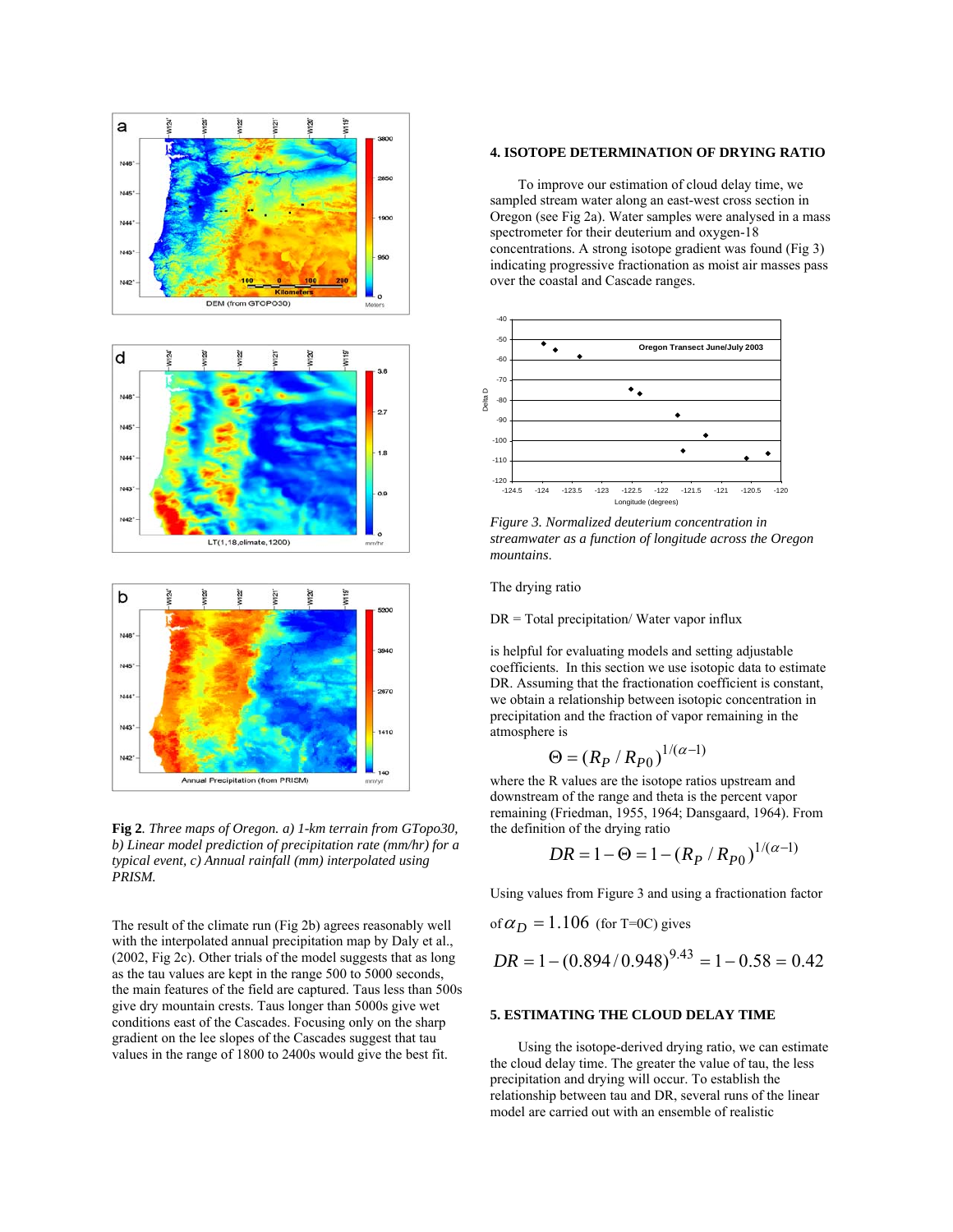a

W124° W123° W122° W121° W120° W119°

N46° N45° N44° N43° N42°

3800 2850 1900 950 0

100 0 100 200 Kilometers

DEM (from GTOPO30)

Meters

d

W124° W123° W122° W121° W120° W119°

N46° N45° N44° N43° N42°

3.6 2.7 1.8 0.9 0

LT(1,18,climate,1200)

mm/hr

b

W124° W123° W122° W121° W120° W119°

N46° N45° N44° N43° N42°

5200 3940 2670 1410 140

Annual Precipitation (from PRISM)

mm/yr

**Fig 2**. *Three maps of Oregon. a) 1-km terrain from GTopo30, b) Linear model prediction of precipitation rate (mm/hr) for a typical event, c) Annual rainfall (mm) interpolated using PRISM.*

The result of the climate run (Fig 2b) agrees reasonably well with the interpolated annual precipitation map by Daly et al., (2002, Fig 2c). Other trials of the model suggests that as long as the tau values are kept in the range 500 to 5000 seconds, the main features of the field are captured. Taus less than 500s give dry mountain crests. Taus longer than 5000s give wet conditions east of the Cascades. Focusing only on the sharp gradient on the lee slopes of the Cascades suggest that tau values in the range of 1800 to 2400s would give the best fit.

## 4. ISOTOPE DETERMINATION OF DRYING RATIO

To improve our estimation of cloud delay time, we sampled stream water along an east-west cross section in Oregon (see Fig 2a). Water samples were analysed in a mass spectrometer for their deuterium and oxygen-18 concentrations. A strong isotope gradient was found (Fig 3) indicating progressive fractionation as moist air masses pass over the coastal and Cascade ranges.

Oregon Transect June/July 2003

Delta D

-40 -50 -60 -70 -80 -90 -100 -110 -120

-124.5 -124 -123.5 -123 -122.5 -122 -121.5 -121 -120.5 -120

Longitude (degrees)

*Figure 3. Normalized deuterium concentration in streamwater as a function of longitude across the Oregon mountains.*

The drying ratio

DR = Total precipitation/ Water vapor influx

is helpful for evaluating models and setting adjustable coefficients. In this section we use isotopic data to estimate DR. Assuming that the fractionation coefficient is constant, we obtain a relationship between isotopic concentration in precipitation and the fraction of vapor remaining in the atmosphere is

$$\Theta = (R_P / R_{P0})^{1/(\alpha - 1)}$$

where the R values are the isotope ratios upstream and downstream of the range and theta is the percent vapor remaining (Friedman, 1955, 1964; Dansgaard, 1964). From the definition of the drying ratio

$$DR = 1 - \Theta = 1 - (R_P / R_{P0})^{1/(\alpha - 1)}$$

Using values from Figure 3 and using a fractionation factor of $\alpha_D = 1.106$ (for T=0C) gives

$$DR = 1 - (0.894 / 0.948)^{9.43} = 1 - 0.58 = 0.42$$

## 5. ESTIMATING THE CLOUD DELAY TIME

Using the isotope-derived drying ratio, we can estimate the cloud delay time. The greater the value of tau, the less precipitation and drying will occur. To establish the relationship between tau and DR, several runs of the linear model are carried out with an ensemble of realistic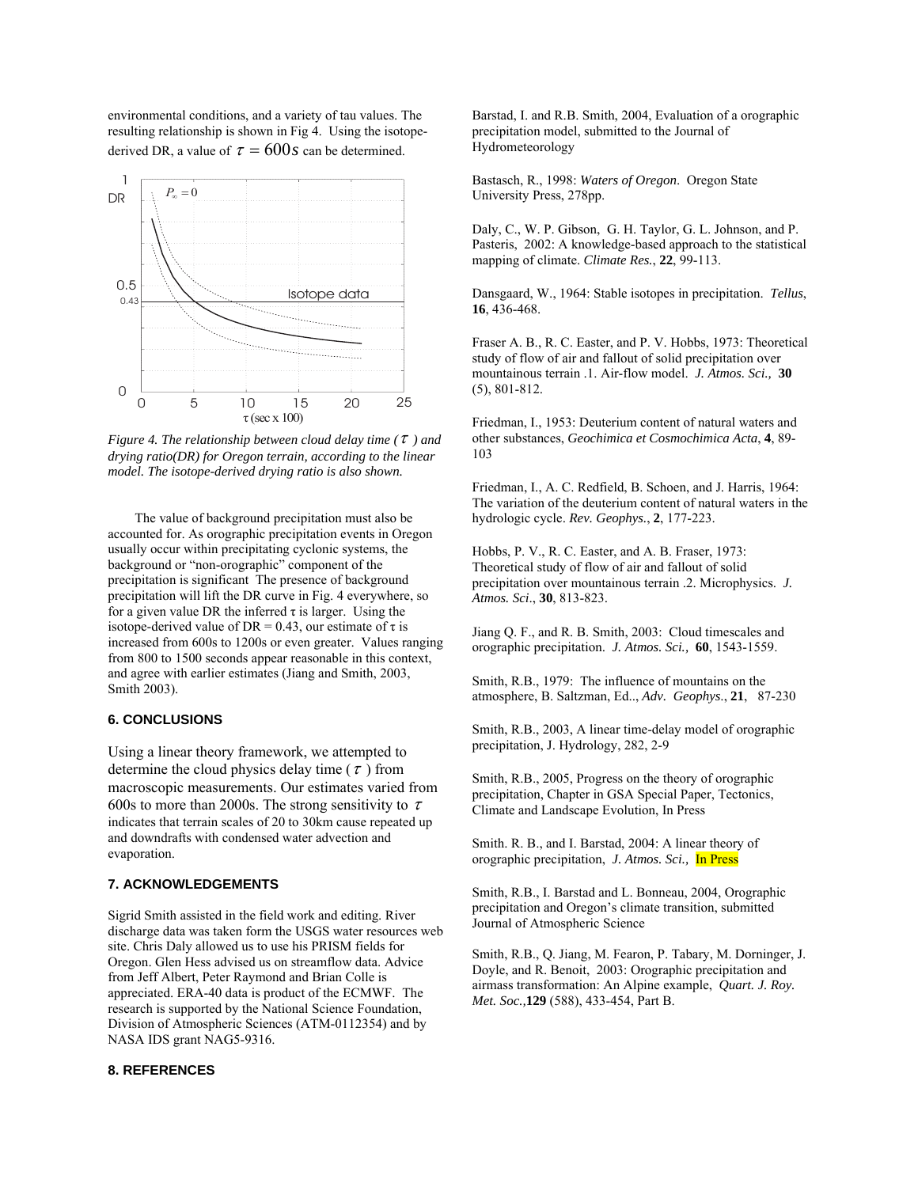environmental conditions, and a variety of tau values. The resulting relationship is shown in Fig 4. Using the isotope-derived DR, a value of $\tau = 600s$ can be determined.

1
DR
$P_\infty = 0$
0.5
0.43
Isotope data
0
0
5
10
15
20
25
τ (sec x 100)

*Figure 4. The relationship between cloud delay time ($\tau$) and drying ratio(DR) for Oregon terrain, according to the linear model. The isotope-derived drying ratio is also shown.*

The value of background precipitation must also be accounted for. As orographic precipitation events in Oregon usually occur within precipitating cyclonic systems, the background or "non-orographic" component of the precipitation is significant The presence of background precipitation will lift the DR curve in Fig. 4 everywhere, so for a given value DR the inferred $\tau$ is larger. Using the isotope-derived value of DR = 0.43, our estimate of $\tau$ is increased from 600s to 1200s or even greater. Values ranging from 800 to 1500 seconds appear reasonable in this context, and agree with earlier estimates (Jiang and Smith, 2003, Smith 2003).

## 6. CONCLUSIONS

Using a linear theory framework, we attempted to determine the cloud physics delay time ($\tau$) from macroscopic measurements. Our estimates varied from 600s to more than 2000s. The strong sensitivity to $\tau$ indicates that terrain scales of 20 to 30km cause repeated up and downdrafts with condensed water advection and evaporation.

## 7. ACKNOWLEDGEMENTS

Sigrid Smith assisted in the field work and editing. River discharge data was taken form the USGS water resources web site. Chris Daly allowed us to use his PRISM fields for Oregon. Glen Hess advised us on streamflow data. Advice from Jeff Albert, Peter Raymond and Brian Colle is appreciated. ERA-40 data is product of the ECMWF. The research is supported by the National Science Foundation, Division of Atmospheric Sciences (ATM-0112354) and by NASA IDS grant NAG5-9316.

## 8. REFERENCES

Barstad, I. and R.B. Smith, 2004, Evaluation of a orographic precipitation model, submitted to the Journal of Hydrometeorology

Bastasch, R., 1998: *Waters of Oregon*. Oregon State University Press, 278pp.

Daly, C., W. P. Gibson, G. H. Taylor, G. L. Johnson, and P. Pasteris, 2002: A knowledge-based approach to the statistical mapping of climate. *Climate Res.*, **22**, 99-113.

Dansgaard, W., 1964: Stable isotopes in precipitation. *Tellus*, **16**, 436-468.

Fraser A. B., R. C. Easter, and P. V. Hobbs, 1973: Theoretical study of flow of air and fallout of solid precipitation over mountainous terrain .1. Air-flow model. *J. Atmos. Sci.,* **30** (5), 801-812.

Friedman, I., 1953: Deuterium content of natural waters and other substances, *Geochimica et Cosmochimica Acta*, **4**, 89-103

Friedman, I., A. C. Redfield, B. Schoen, and J. Harris, 1964: The variation of the deuterium content of natural waters in the hydrologic cycle. *Rev. Geophys.*, **2**, 177-223.

Hobbs, P. V., R. C. Easter, and A. B. Fraser, 1973: Theoretical study of flow of air and fallout of solid precipitation over mountainous terrain .2. Microphysics. *J. Atmos. Sci*., **30**, 813-823.

Jiang Q. F., and R. B. Smith, 2003: Cloud timescales and orographic precipitation. *J. Atmos. Sci.,* **60**, 1543-1559.

Smith, R.B., 1979: The influence of mountains on the atmosphere, B. Saltzman, Ed.., *Adv. Geophys*., **21**, 87-230

Smith, R.B., 2003, A linear time-delay model of orographic precipitation, J. Hydrology, 282, 2-9

Smith, R.B., 2005, Progress on the theory of orographic precipitation, Chapter in GSA Special Paper, Tectonics, Climate and Landscape Evolution, In Press

Smith. R. B., and I. Barstad, 2004: A linear theory of orographic precipitation, *J. Atmos. Sci.,* In Press

Smith, R.B., I. Barstad and L. Bonneau, 2004, Orographic precipitation and Oregon's climate transition, submitted Journal of Atmospheric Science

Smith, R.B., Q. Jiang, M. Fearon, P. Tabary, M. Dorninger, J. Doyle, and R. Benoit, 2003: Orographic precipitation and airmass transformation: An Alpine example, *Quart. J. Roy. Met. Soc.,***129** (588), 433-454, Part B.